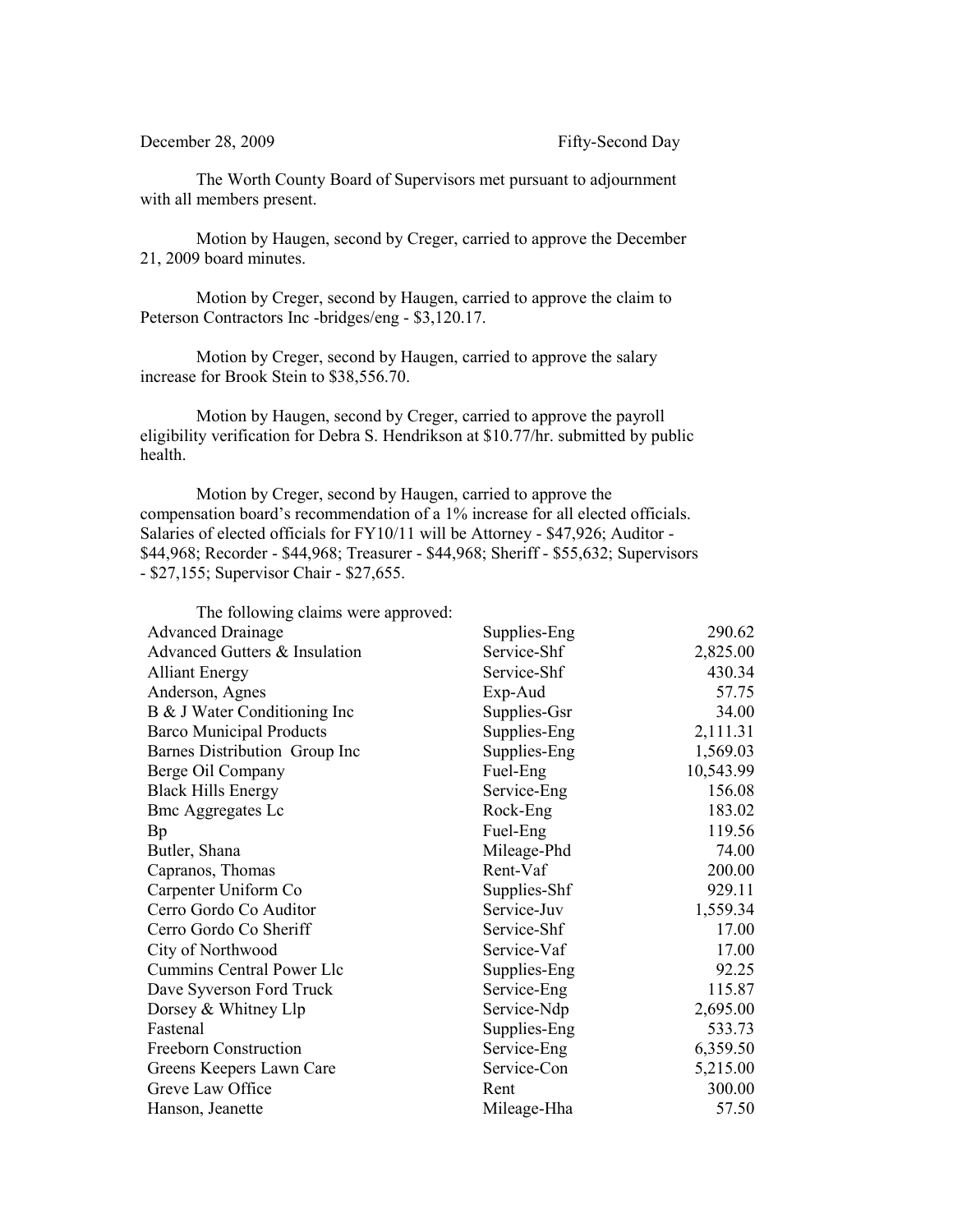December 28, 2009 Fifty-Second Day

The Worth County Board of Supervisors met pursuant to adjournment with all members present.

Motion by Haugen, second by Creger, carried to approve the December 21, 2009 board minutes.

Motion by Creger, second by Haugen, carried to approve the claim to Peterson Contractors Inc -bridges/eng - $3,120.17.

Motion by Creger, second by Haugen, carried to approve the salary increase for Brook Stein to $38,556.70.

Motion by Haugen, second by Creger, carried to approve the payroll eligibility verification for Debra S. Hendrikson at $10.77/hr. submitted by public health.

Motion by Creger, second by Haugen, carried to approve the compensation board's recommendation of a 1% increase for all elected officials. Salaries of elected officials for FY10/11 will be Attorney - $47,926; Auditor - $44,968; Recorder - $44,968; Treasurer - $44,968; Sheriff - $55,632; Supervisors - $27,155; Supervisor Chair - $27,655.

The following claims were approved:

| | | |
|---|---|---|
| Advanced Drainage | Supplies-Eng | 290.62 |
| Advanced Gutters & Insulation | Service-Shf | 2,825.00 |
| Alliant Energy | Service-Shf | 430.34 |
| Anderson, Agnes | Exp-Aud | 57.75 |
| B & J Water Conditioning Inc | Supplies-Gsr | 34.00 |
| Barco Municipal Products | Supplies-Eng | 2,111.31 |
| Barnes Distribution Group Inc | Supplies-Eng | 1,569.03 |
| Berge Oil Company | Fuel-Eng | 10,543.99 |
| Black Hills Energy | Service-Eng | 156.08 |
| Bmc Aggregates Lc | Rock-Eng | 183.02 |
| Bp | Fuel-Eng | 119.56 |
| Butler, Shana | Mileage-Phd | 74.00 |
| Capranos, Thomas | Rent-Vaf | 200.00 |
| Carpenter Uniform Co | Supplies-Shf | 929.11 |
| Cerro Gordo Co Auditor | Service-Juv | 1,559.34 |
| Cerro Gordo Co Sheriff | Service-Shf | 17.00 |
| City of Northwood | Service-Vaf | 17.00 |
| Cummins Central Power Llc | Supplies-Eng | 92.25 |
| Dave Syverson Ford Truck | Service-Eng | 115.87 |
| Dorsey & Whitney Llp | Service-Ndp | 2,695.00 |
| Fastenal | Supplies-Eng | 533.73 |
| Freeborn Construction | Service-Eng | 6,359.50 |
| Greens Keepers Lawn Care | Service-Con | 5,215.00 |
| Greve Law Office | Rent | 300.00 |
| Hanson, Jeanette | Mileage-Hha | 57.50 |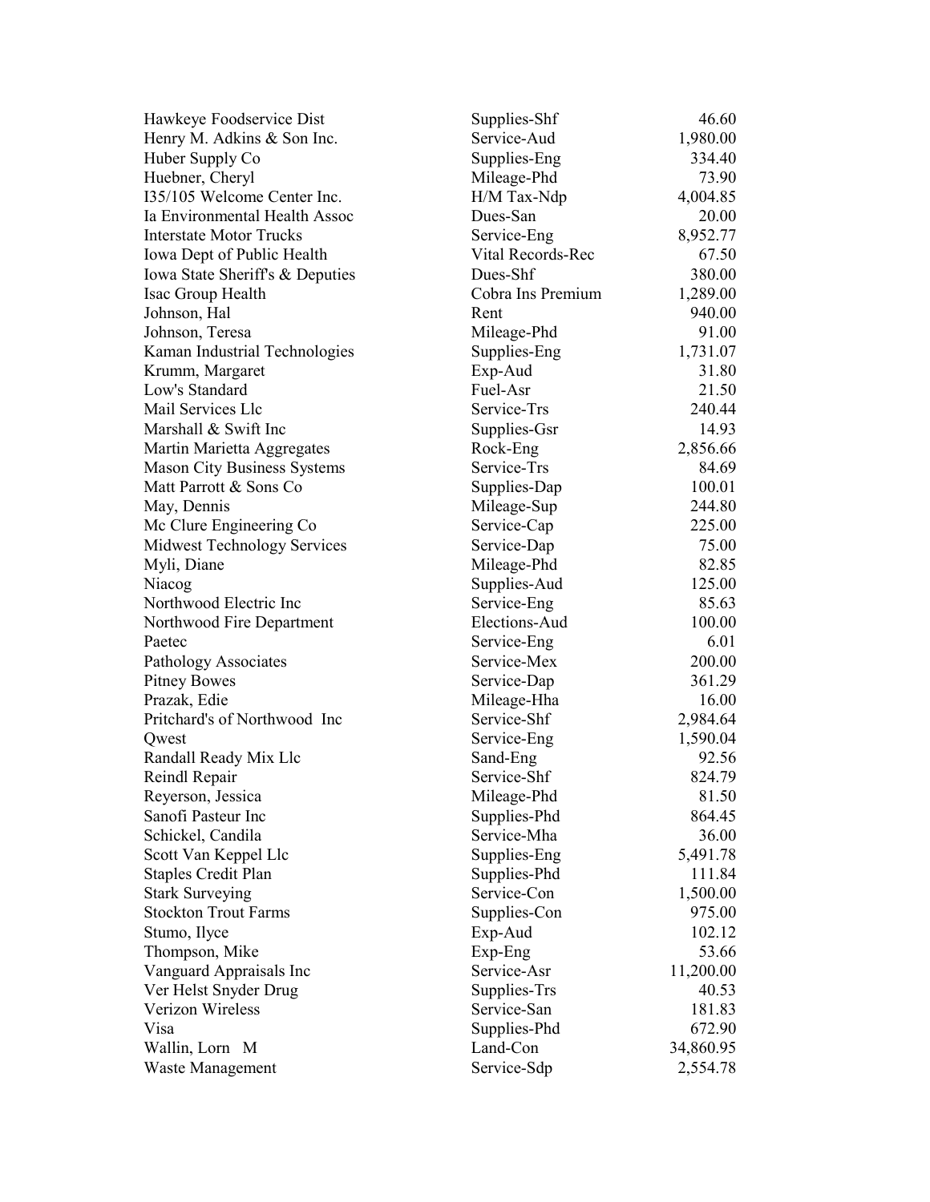| | | |
|---|---|---|
| Hawkeye Foodservice Dist | Supplies-Shf | 46.60 |
| Henry M. Adkins & Son Inc. | Service-Aud | 1,980.00 |
| Huber Supply Co | Supplies-Eng | 334.40 |
| Huebner, Cheryl | Mileage-Phd | 73.90 |
| I35/105 Welcome Center Inc. | H/M Tax-Ndp | 4,004.85 |
| Ia Environmental Health Assoc | Dues-San | 20.00 |
| Interstate Motor Trucks | Service-Eng | 8,952.77 |
| Iowa Dept of Public Health | Vital Records-Rec | 67.50 |
| Iowa State Sheriff's & Deputies | Dues-Shf | 380.00 |
| Isac Group Health | Cobra Ins Premium | 1,289.00 |
| Johnson, Hal | Rent | 940.00 |
| Johnson, Teresa | Mileage-Phd | 91.00 |
| Kaman Industrial Technologies | Supplies-Eng | 1,731.07 |
| Krumm, Margaret | Exp-Aud | 31.80 |
| Low's Standard | Fuel-Asr | 21.50 |
| Mail Services Llc | Service-Trs | 240.44 |
| Marshall & Swift Inc | Supplies-Gsr | 14.93 |
| Martin Marietta Aggregates | Rock-Eng | 2,856.66 |
| Mason City Business Systems | Service-Trs | 84.69 |
| Matt Parrott & Sons Co | Supplies-Dap | 100.01 |
| May, Dennis | Mileage-Sup | 244.80 |
| Mc Clure Engineering Co | Service-Cap | 225.00 |
| Midwest Technology Services | Service-Dap | 75.00 |
| Myli, Diane | Mileage-Phd | 82.85 |
| Niacog | Supplies-Aud | 125.00 |
| Northwood Electric Inc | Service-Eng | 85.63 |
| Northwood Fire Department | Elections-Aud | 100.00 |
| Paetec | Service-Eng | 6.01 |
| Pathology Associates | Service-Mex | 200.00 |
| Pitney Bowes | Service-Dap | 361.29 |
| Prazak, Edie | Mileage-Hha | 16.00 |
| Pritchard's of Northwood Inc | Service-Shf | 2,984.64 |
| Qwest | Service-Eng | 1,590.04 |
| Randall Ready Mix Llc | Sand-Eng | 92.56 |
| Reindl Repair | Service-Shf | 824.79 |
| Reyerson, Jessica | Mileage-Phd | 81.50 |
| Sanofi Pasteur Inc | Supplies-Phd | 864.45 |
| Schickel, Candila | Service-Mha | 36.00 |
| Scott Van Keppel Llc | Supplies-Eng | 5,491.78 |
| Staples Credit Plan | Supplies-Phd | 111.84 |
| Stark Surveying | Service-Con | 1,500.00 |
| Stockton Trout Farms | Supplies-Con | 975.00 |
| Stumo, Ilyce | Exp-Aud | 102.12 |
| Thompson, Mike | Exp-Eng | 53.66 |
| Vanguard Appraisals Inc | Service-Asr | 11,200.00 |
| Ver Helst Snyder Drug | Supplies-Trs | 40.53 |
| Verizon Wireless | Service-San | 181.83 |
| Visa | Supplies-Phd | 672.90 |
| Wallin, Lorn M | Land-Con | 34,860.95 |
| Waste Management | Service-Sdp | 2,554.78 |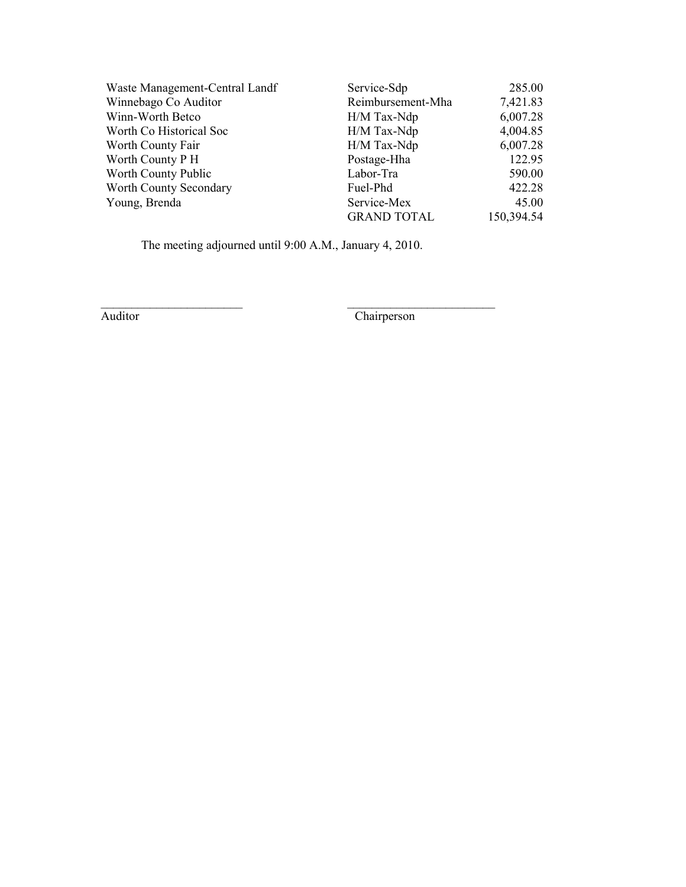| | | |
|---|---|---|
| Waste Management-Central Landf | Service-Sdp | 285.00 |
| Winnebago Co Auditor | Reimbursement-Mha | 7,421.83 |
| Winn-Worth Betco | H/M Tax-Ndp | 6,007.28 |
| Worth Co Historical Soc | H/M Tax-Ndp | 4,004.85 |
| Worth County Fair | H/M Tax-Ndp | 6,007.28 |
| Worth County P H | Postage-Hha | 122.95 |
| Worth County Public | Labor-Tra | 590.00 |
| Worth County Secondary | Fuel-Phd | 422.28 |
| Young, Brenda | Service-Mex | 45.00 |
| | GRAND TOTAL | 150,394.54 |

The meeting adjourned until 9:00 A.M., January 4, 2010.

_______________________ _______________________

Auditor Chairperson